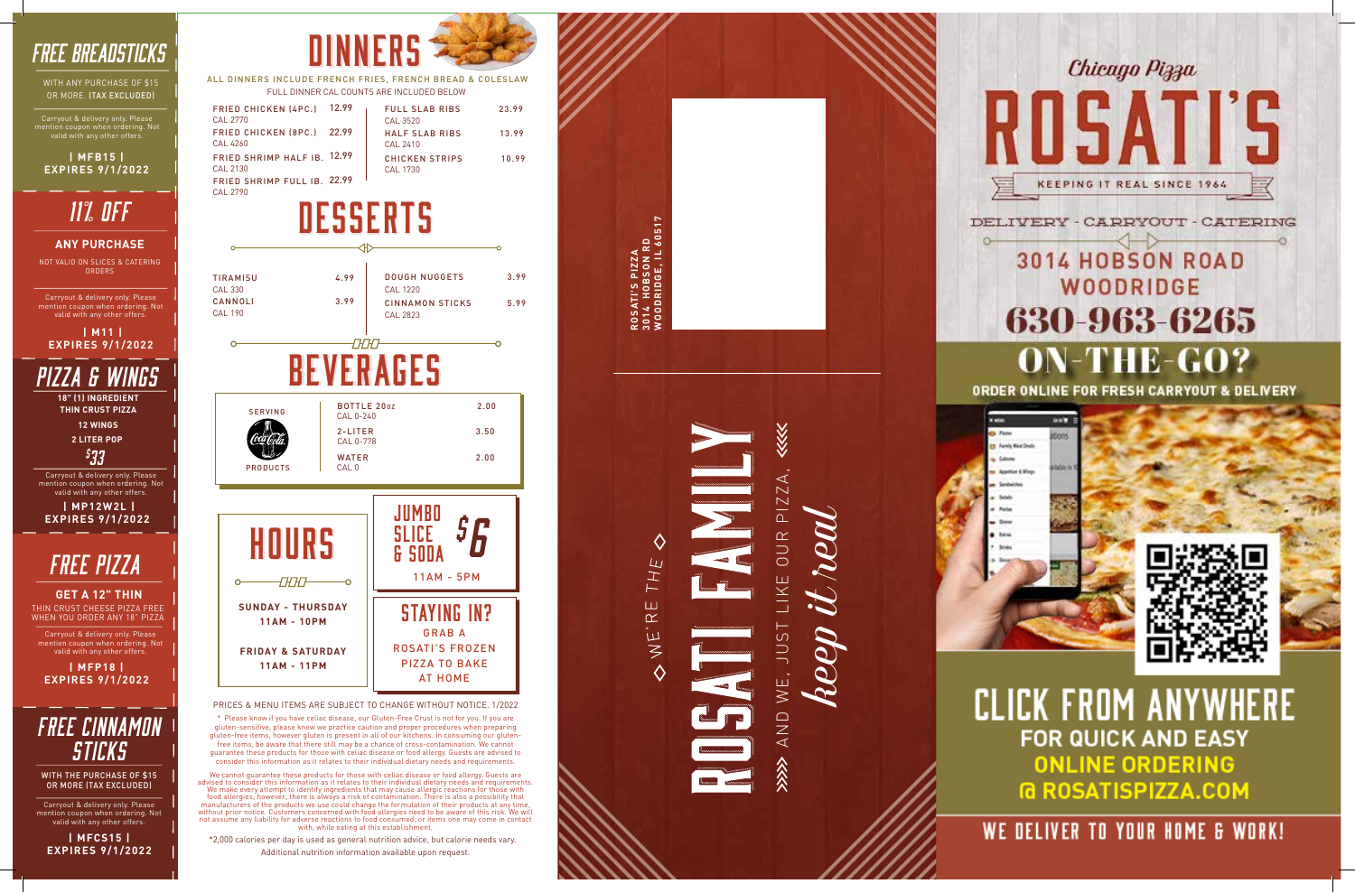## FREE BREADSTICKS

WITH ANY PURCHASE OF $15 OR MORE. (TAX EXCLUDED)

Carryout & delivery only. Please mention coupon when ordering. Not valid with any other offers.

**| MFB15 |**
**EXPIRES 9/1/2022**

## 11% OFF

**ANY PURCHASE**

NOT VALID ON SLICES & CATERING ORDERS

Carryout & delivery only. Please mention coupon when ordering. Not valid with any other offers.

**| M11 |**
**EXPIRES 9/1/2022**

## PIZZA & WINGS

**18" (1) INGREDIENT THIN CRUST PIZZA**

**12 WINGS**

**2 LITER POP**

**$33**

Carryout & delivery only. Please mention coupon when ordering. Not valid with any other offers.

**| MP12W2L |**
**EXPIRES 9/1/2022**

## FREE PIZZA

**GET A 12" THIN**

THIN CRUST CHEESE PIZZA FREE WHEN YOU ORDER ANY 18" PIZZA

Carryout & delivery only. Please mention coupon when ordering. Not valid with any other offers.

**| MFP18 |**
**EXPIRES 9/1/2022**

## FREE CINNAMON STICKS

WITH THE PURCHASE OF $15 OR MORE (TAX EXCLUDED)

Carryout & delivery only. Please mention coupon when ordering. Not valid with any other offers.

**| MFCS15 |**
**EXPIRES 9/1/2022**

# DINNERS

ALL DINNERS INCLUDE FRENCH FRIES, FRENCH BREAD & COLESLAW
FULL DINNER CAL COUNTS ARE INCLUDED BELOW

| Item | Price |
| --- | --- |
| FRIED CHICKEN (4PC.) CAL 2770 | 12.99 |
| FRIED CHICKEN (8PC.) CAL 4260 | 22.99 |
| FRIED SHRIMP HALF LB. CAL 2130 | 12.99 |
| FRIED SHRIMP FULL LB. CAL 2790 | 22.99 |
| FULL SLAB RIBS CAL 3520 | 23.99 |
| HALF SLAB RIBS CAL 2410 | 13.99 |
| CHICKEN STRIPS CAL 1730 | 10.99 |

# DESSERTS

| Item | Price |
| --- | --- |
| TIRAMISU CAL 330 | 4.99 |
| CANNOLI CAL 190 | 3.99 |
| DOUGH NUGGETS CAL 1220 | 3.99 |
| CINNAMON STICKS CAL 2823 | 5.99 |

# BEVERAGES

SERVING Coca-Cola PRODUCTS

| Item | Price |
| --- | --- |
| BOTTLE 20oz CAL 0-240 | 2.00 |
| 2-LITER CAL 0-778 | 3.50 |
| WATER CAL 0 | 2.00 |

# HOURS

**SUNDAY - THURSDAY**
**11AM - 10PM**

**FRIDAY & SATURDAY**
**11AM - 11PM**

## JUMBO SLICE & SODA $6

11AM - 5PM

## STAYING IN?

GRAB A ROSATI'S FROZEN PIZZA TO BAKE AT HOME

PRICES & MENU ITEMS ARE SUBJECT TO CHANGE WITHOUT NOTICE. 1/2022

* Please know if you have celiac disease, our Gluten-Free Crust is not for you. If you are gluten-sensitive, please know we practice caution and proper procedures when preparing gluten-free items, however gluten is present in all of our kitchens. In consuming our gluten-free items, be aware that there still may be a chance of cross-contamination. We cannot guarantee these products for those with celiac disease or food allergy. Guests are advised to consider this information as it relates to their individual dietary needs and requirements.

We cannot guarantee these products for those with celiac disease or food allergy. Guests are advised to consider this information as it relates to their individual dietary needs and requirements. We make every attempt to identify ingredients that may cause allergic reactions for those with food allergies; however, there is always a risk of contamination. There is also a possibility that manufacturers of the products we use could change the formulation of their products at any time, without prior notice. Customers concerned with food allergies need to be aware of this risk. We will not assume any liability for adverse reactions to food consumed, or items one may come in contact with, while eating at this establishment.

*2,000 calories per day is used as general nutrition advice, but calorie needs vary.
Additional nutrition information available upon request.

ROSATI'S PIZZA
3014 HOBSON RD
WOODRIDGE, IL 60517

WE'RE THE **ROSATI FAMILY** AND WE, JUST LIKE OUR PIZZA, *keep it real*

Chicago Pizza

# ROSATI'S

KEEPING IT REAL SINCE 1964

DELIVERY - CARRYOUT - CATERING

## 3014 HOBSON ROAD WOODRIDGE

## 630-963-6265

## ON-THE-GO?

**ORDER ONLINE FOR FRESH CARRYOUT & DELIVERY**

## CLICK FROM ANYWHERE

**FOR QUICK AND EASY ONLINE ORDERING @ ROSATISPIZZA.COM**

## WE DELIVER TO YOUR HOME & WORK!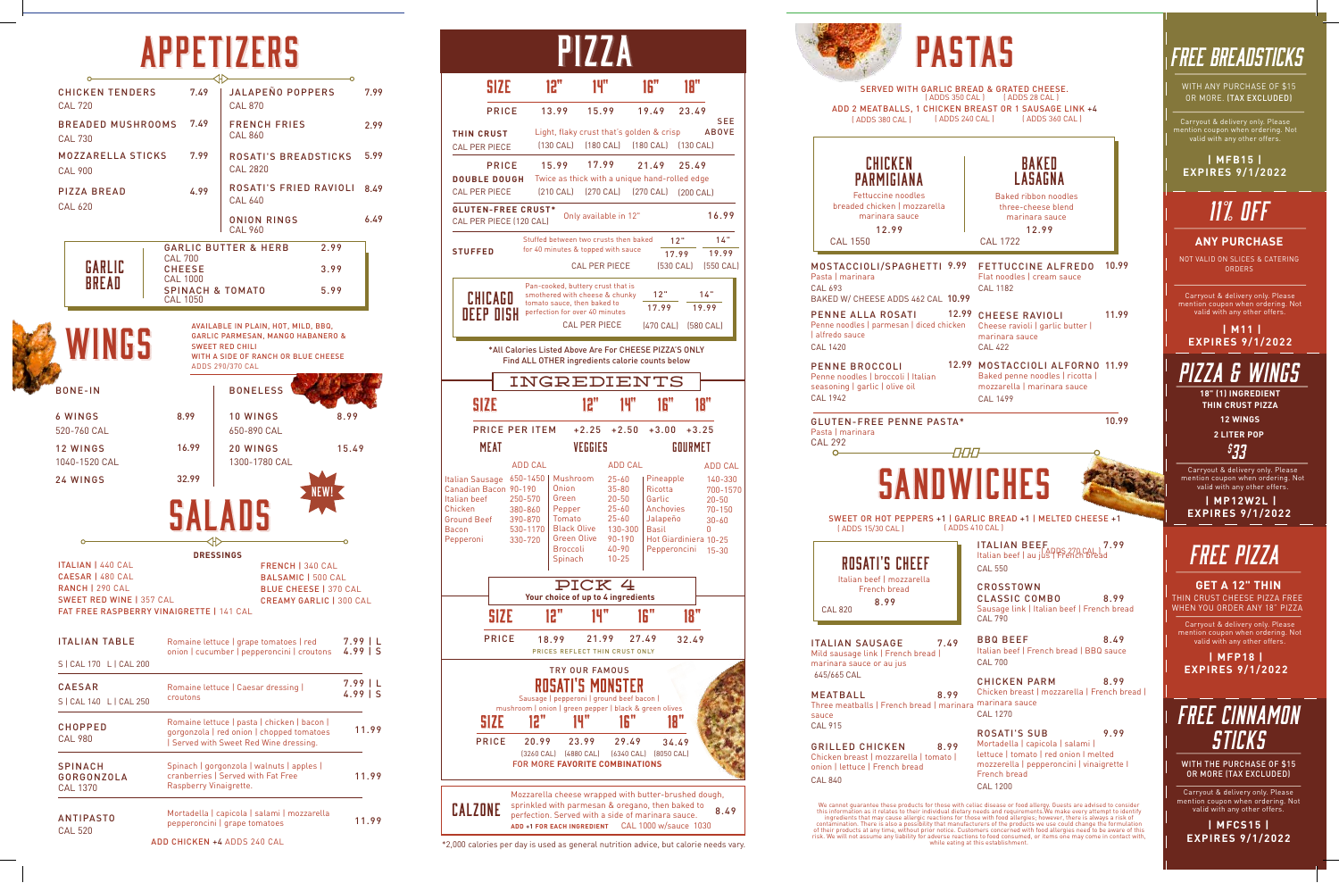# APPETIZERS

| | | | |
|---|---|---|---|
| CHICKEN TENDERS CAL 720 | 7.49 | JALAPEÑO POPPERS CAL 870 | 7.99 |
| BREADED MUSHROOMS CAL 730 | 7.49 | FRENCH FRIES CAL 860 | 2.99 |
| MOZZARELLA STICKS CAL 900 | 7.99 | ROSATI'S BREADSTICKS CAL 2820 | 5.99 |
| PIZZA BREAD CAL 620 | 4.99 | ROSATI'S FRIED RAVIOLI CAL 640 | 8.49 |
| | | ONION RINGS CAL 960 | 6.49 |

**GARLIC BREAD**

| | |
|---|---|
| GARLIC BUTTER & HERB CAL 700 | 2.99 |
| CHEESE CAL 1000 | 3.99 |
| SPINACH & TOMATO CAL 1050 | 5.99 |

# WINGS

AVAILABLE IN PLAIN, HOT, MILD, BBQ, GARLIC PARMESAN, MANGO HABANERO & SWEET RED CHILI
WITH A SIDE OF RANCH OR BLUE CHEESE
ADDS 290/370 CAL

| BONE-IN | | BONELESS | |
|---|---|---|---|
| 6 WINGS 520-760 CAL | 8.99 | 10 WINGS 650-890 CAL | 8.99 |
| 12 WINGS 1040-1520 CAL | 16.99 | 20 WINGS 1300-1780 CAL | 15.49 |
| 24 WINGS | 32.99 | | |

NEW!

# SALADS

**DRESSINGS**

ITALIAN | 440 CAL
CAESAR | 480 CAL
RANCH | 290 CAL
SWEET RED WINE | 357 CAL
FAT FREE RASPBERRY VINAIGRETTE | 141 CAL
FRENCH | 340 CAL
BALSAMIC | 500 CAL
BLUE CHEESE | 370 CAL
CREAMY GARLIC | 300 CAL

| | | |
|---|---|---|
| ITALIAN TABLE S \| CAL 170 L \| CAL 200 | Romaine lettuce \| grape tomatoes \| red onion \| cucumber \| pepperoncini \| croutons | 7.99 \| L 4.99 \| S |
| CAESAR S \| CAL 140 L \| CAL 250 | Romaine lettuce \| Caesar dressing \| croutons | 7.99 \| L 4.99 \| S |
| CHOPPED CAL 980 | Romaine lettuce \| pasta \| chicken \| bacon \| gorgonzola \| red onion \| chopped tomatoes \| Served with Sweet Red Wine dressing. | 11.99 |
| SPINACH GORGONZOLA CAL 1370 | Spinach \| gorgonzola \| walnuts \| apples \| cranberries \| Served with Fat Free Raspberry Vinaigrette. | 11.99 |
| ANTIPASTO CAL 520 | Mortadella \| capicola \| salami \| mozzarella pepperoncini \| grape tomatoes | 11.99 |

ADD CHICKEN +4 ADDS 240 CAL

# PIZZA

| SIZE | 12" | 14" | 16" | 18" |
|---|---|---|---|---|
| **THIN CRUST** PRICE | 13.99 | 15.99 | 19.49 | 23.49 |
| Light, flaky crust that's golden & crisp — CAL PER PIECE | (130 CAL) | (180 CAL) | (180 CAL) | (130 CAL) |
| **DOUBLE DOUGH** PRICE | 15.99 | 17.99 | 21.49 | 25.49 |
| Twice as thick with a unique hand-rolled edge — CAL PER PIECE | (210 CAL) | (270 CAL) | (270 CAL) | (200 CAL) |
| **GLUTEN-FREE CRUST*** Only available in 12" — CAL PER PIECE (120 CAL) | 16.99 | | | |

SEE ABOVE

**STUFFED** — Stuffed between two crusts then baked for 40 minutes & topped with sauce

| | 12" | 14" |
|---|---|---|
| PRICE | 17.99 | 19.99 |
| CAL PER PIECE | (530 CAL) | (550 CAL) |

**CHICAGO DEEP DISH** — Pan-cooked, buttery crust that is smothered with cheese & chunky tomato sauce, then baked to perfection for over 40 minutes

| | 12" | 14" |
|---|---|---|
| PRICE | 17.99 | 19.99 |
| CAL PER PIECE | (470 CAL) | (580 CAL) |

*All Calories Listed Above Are For CHEESE PIZZA'S ONLY
Find ALL OTHER ingredients calorie counts below

## INGREDIENTS

| SIZE | 12" | 14" | 16" | 18" |
|---|---|---|---|---|
| PRICE PER ITEM | +2.25 | +2.50 | +3.00 | +3.25 |

| MEAT | ADD CAL | VEGGIES | ADD CAL | GOURMET | ADD CAL |
|---|---|---|---|---|---|
| Italian Sausage | 650-1450 | Mushroom | 25-60 | Pineapple | 140-330 |
| Canadian Bacon | 90-190 | Onion | 35-80 | Ricotta | 700-1570 |
| Italian beef | 250-570 | Green Pepper | 20-50 | Garlic | 20-50 |
| Chicken | 380-860 | Tomato | 25-60 | Anchovies | 70-150 |
| Ground Beef | 390-870 | Black Olive | 25-60 | Jalapeño | 30-60 |
| Bacon | 530-1170 | Green Olive | 130-300 | Basil | 0 |
| Pepperoni | 330-720 | Broccoli | 90-190 | Hot Giardiniera | 10-25 |
| | | Spinach | 40-90 | Pepperoncini | 15-30 |
| | | | 10-25 | | |

## PICK 4

Your choice of up to 4 ingredients

| SIZE | 12" | 14" | 16" | 18" |
|---|---|---|---|---|
| PRICE | 18.99 | 21.99 | 27.49 | 32.49 |

PRICES REFLECT THIN CRUST ONLY

TRY OUR FAMOUS
## ROSATI'S MONSTER

Sausage | pepperoni | ground beef bacon | mushroom | onion | green pepper | black & green olives

| SIZE | 12" | 14" | 16" | 18" |
|---|---|---|---|---|
| PRICE | 20.99 | 23.99 | 29.49 | 34.49 |
| | (3260 CAL) | (4880 CAL) | (6340 CAL) | (8050 CAL) |

FOR MORE FAVORITE COMBINATIONS

**CALZONE** — Mozzarella cheese wrapped with butter-brushed dough, sprinkled with parmesan & oregano, then baked to perfection. Served with a side of marinara sauce. **8.49**
ADD +1 FOR EACH INGREDIENT CAL 1000 w/sauce 1030

*2,000 calories per day is used as general nutrition advice, but calorie needs vary.

# PASTAS

SERVED WITH GARLIC BREAD & GRATED CHEESE.
( ADDS 350 CAL ) ( ADDS 28 CAL )
ADD 2 MEATBALLS, 1 CHICKEN BREAST OR 1 SAUSAGE LINK +4
( ADDS 380 CAL ) ( ADDS 240 CAL ) ( ADDS 360 CAL )

**CHICKEN PARMIGIANA** — Fettuccine noodles breaded chicken | mozzarella marinara sauce — 12.99 — CAL 1550

**BAKED LASAGNA** — Baked ribbon noodles three-cheese blend marinara sauce — 12.99 — CAL 1722

| | |
|---|---|
| MOSTACCIOLI/SPAGHETTI Pasta \| marinara CAL 693 BAKED W/ CHEESE ADDS 462 CAL 10.99 | 9.99 |
| PENNE ALLA ROSATI Penne noodles \| parmesan \| diced chicken \| alfredo sauce CAL 1420 | 12.99 |
| PENNE BROCCOLI Penne noodles \| broccoli \| Italian seasoning \| garlic \| olive oil CAL 1942 | 12.99 |
| GLUTEN-FREE PENNE PASTA* Pasta \| marinara CAL 292 | 10.99 |
| FETTUCCINE ALFREDO Flat noodles \| cream sauce CAL 1182 | 10.99 |
| CHEESE RAVIOLI Cheese ravioli \| garlic butter \| marinara sauce CAL 422 | 11.99 |
| MOSTACCIOLI ALFORNO Baked penne noodles \| ricotta \| mozzarella \| marinara sauce CAL 1499 | 11.99 |

# SANDWICHES

SWEET OR HOT PEPPERS +1 | GARLIC BREAD +1 | MELTED CHEESE +1
( ADDS 15/30 CAL ) ( ADDS 410 CAL )

**ROSATI'S CHEEF** — Italian beef | mozzarella French bread — 8.99 — CAL 820

| | |
|---|---|
| ITALIAN SAUSAGE Mild sausage link \| French bread \| marinara sauce or au jus 645/665 CAL | 7.49 |
| MEATBALL Three meatballs \| French bread \| marinara sauce CAL 915 | 8.99 |
| GRILLED CHICKEN Chicken breast \| mozzarella \| tomato \| onion \| lettuce \| French bread CAL 840 | 8.99 |
| ITALIAN BEEF Italian beef \| au jus \| French bread (ADDS 270 CAL) CAL 550 | 7.99 |
| CROSSTOWN CLASSIC COMBO Sausage link \| Italian beef \| French bread CAL 790 | 8.99 |
| BBQ BEEF Italian beef \| French bread \| BBQ sauce CAL 700 | 8.49 |
| CHICKEN PARM Chicken breast \| mozzarella \| French bread \| marinara sauce CAL 1270 | 8.99 |
| ROSATI'S SUB Mortadella \| capicola \| salami \| lettuce \| tomato \| red onion \| melted mozzarella \| pepperoncini \| vinaigrette \| French bread CAL 1200 | 9.99 |

We cannot guarantee these products for those with celiac disease or food allergy. Guests are advised to consider this information as it relates to their individual dietary needs and requirements.We make every attempt to identify ingredients that may cause allergic reactions for those with food allergies; however, there is always a risk of contamination. There is also a possibility that manufacturers of the products we use could change the formulation of their products at any time, without prior notice. Customers concerned with food allergies need to be aware of this risk. We will not assume any liability for adverse reactions to food consumed, or items one may come in contact with, while eating at this establishment.

## FREE BREADSTICKS

WITH ANY PURCHASE OF $15 OR MORE. (TAX EXCLUDED)

Carryout & delivery only. Please mention coupon when ordering. Not valid with any other offers.

**| MFB15 |**
**EXPIRES 9/1/2022**

## 11% OFF

**ANY PURCHASE**

NOT VALID ON SLICES & CATERING ORDERS

Carryout & delivery only. Please mention coupon when ordering. Not valid with any other offers.

**| M11 |**
**EXPIRES 9/1/2022**

## PIZZA & WINGS

**18" (1) INGREDIENT THIN CRUST PIZZA**
**12 WINGS**
**2 LITER POP**
**$33**

Carryout & delivery only. Please mention coupon when ordering. Not valid with any other offers.

**| MP12W2L |**
**EXPIRES 9/1/2022**

## FREE PIZZA

**GET A 12" THIN**
THIN CRUST CHEESE PIZZA FREE WHEN YOU ORDER ANY 18" PIZZA

Carryout & delivery only. Please mention coupon when ordering. Not valid with any other offers.

**| MFP18 |**
**EXPIRES 9/1/2022**

## FREE CINNAMON STICKS

WITH THE PURCHASE OF $15 OR MORE (TAX EXCLUDED)

Carryout & delivery only. Please mention coupon when ordering. Not valid with any other offers.

**| MFCS15 |**
**EXPIRES 9/1/2022**